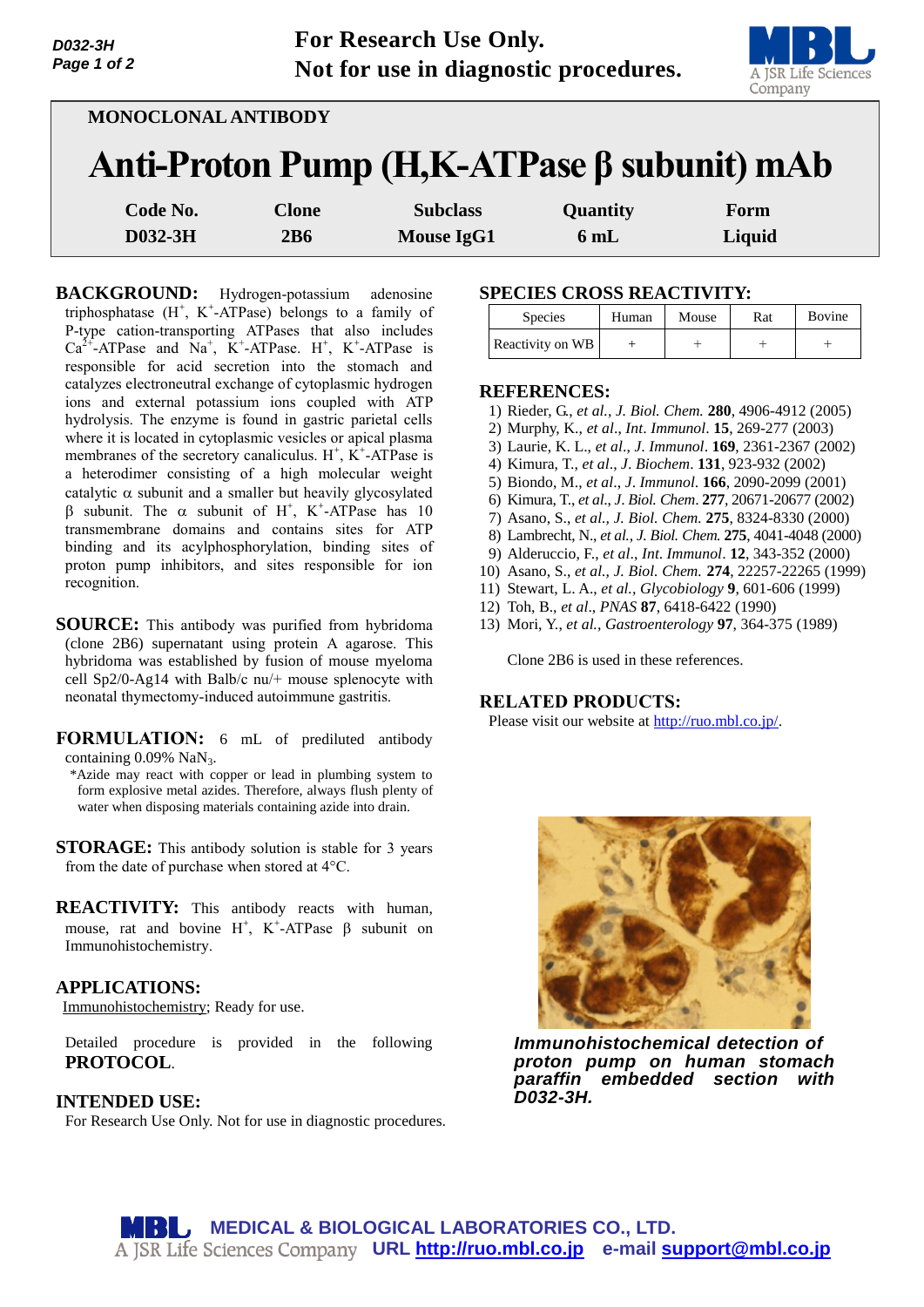**For Research Use Only.**
**Not for use in diagnostic procedures.**

MONOCLONAL ANTIBODY

# Anti-Proton Pump (H,K-ATPase β subunit) mAb

| Code No. | Clone | Subclass | Quantity | Form |
|---|---|---|---|---|
| D032-3H | 2B6 | Mouse IgG1 | 6 mL | Liquid |

**BACKGROUND:** Hydrogen-potassium adenosine triphosphatase ($H^+$, $K^+$-ATPase) belongs to a family of P-type cation-transporting ATPases that also includes $Ca^{2+}$-ATPase and $Na^+$, $K^+$-ATPase. $H^+$, $K^+$-ATPase is responsible for acid secretion into the stomach and catalyzes electroneutral exchange of cytoplasmic hydrogen ions and external potassium ions coupled with ATP hydrolysis. The enzyme is found in gastric parietal cells where it is located in cytoplasmic vesicles or apical plasma membranes of the secretory canaliculus. $H^+$, $K^+$-ATPase is a heterodimer consisting of a high molecular weight catalytic α subunit and a smaller but heavily glycosylated β subunit. The α subunit of $H^+$, $K^+$-ATPase has 10 transmembrane domains and contains sites for ATP binding and its acylphosphorylation, binding sites of proton pump inhibitors, and sites responsible for ion recognition.

**SOURCE:** This antibody was purified from hybridoma (clone 2B6) supernatant using protein A agarose. This hybridoma was established by fusion of mouse myeloma cell Sp2/0-Ag14 with Balb/c nu/+ mouse splenocyte with neonatal thymectomy-induced autoimmune gastritis.

**FORMULATION:** 6 mL of prediluted antibody containing 0.09% $NaN_3$.

*Azide may react with copper or lead in plumbing system to form explosive metal azides. Therefore, always flush plenty of water when disposing materials containing azide into drain.

**STORAGE:** This antibody solution is stable for 3 years from the date of purchase when stored at 4°C.

**REACTIVITY:** This antibody reacts with human, mouse, rat and bovine $H^+$, $K^+$-ATPase β subunit on Immunohistochemistry.

**APPLICATIONS:**

Immunohistochemistry; Ready for use.

Detailed procedure is provided in the following **PROTOCOL**.

**INTENDED USE:**

For Research Use Only. Not for use in diagnostic procedures.

**SPECIES CROSS REACTIVITY:**

| Species | Human | Mouse | Rat | Bovine |
|---|---|---|---|---|
| Reactivity on WB | + | + | + | + |

**REFERENCES:**

1) Rieder, G., *et al., J. Biol. Chem.* **280**, 4906-4912 (2005)
2) Murphy, K., *et al*., *Int*. *Immunol*. **15**, 269-277 (2003)
3) Laurie, K. L., *et al*., *J. Immunol*. **169**, 2361-2367 (2002)
4) Kimura, T., *et al*., *J. Biochem*. **131**, 923-932 (2002)
5) Biondo, M., *et al*., *J. Immunol*. **166**, 2090-2099 (2001)
6) Kimura, T., *et al*., *J. Biol. Chem*. **277**, 20671-20677 (2002)
7) Asano, S., *et al., J. Biol. Chem.* **275**, 8324-8330 (2000)
8) Lambrecht, N., *et al., J. Biol. Chem.* **275**, 4041-4048 (2000)
9) Alderuccio, F., *et al*., *Int. Immunol*. **12**, 343-352 (2000)
10) Asano, S., *et al., J. Biol. Chem.* **274**, 22257-22265 (1999)
11) Stewart, L. A., *et al., Glycobiology* **9**, 601-606 (1999)
12) Toh, B., *et al*., *PNAS* **87**, 6418-6422 (1990)
13) Mori, Y., *et al., Gastroenterology* **97**, 364-375 (1989)

Clone 2B6 is used in these references.

**RELATED PRODUCTS:**

Please visit our website at http://ruo.mbl.co.jp/.

***Immunohistochemical detection of proton pump on human stomach paraffin embedded section with D032-3H.***

MEDICAL & BIOLOGICAL LABORATORIES CO., LTD.
A JSR Life Sciences Company URL http://ruo.mbl.co.jp e-mail support@mbl.co.jp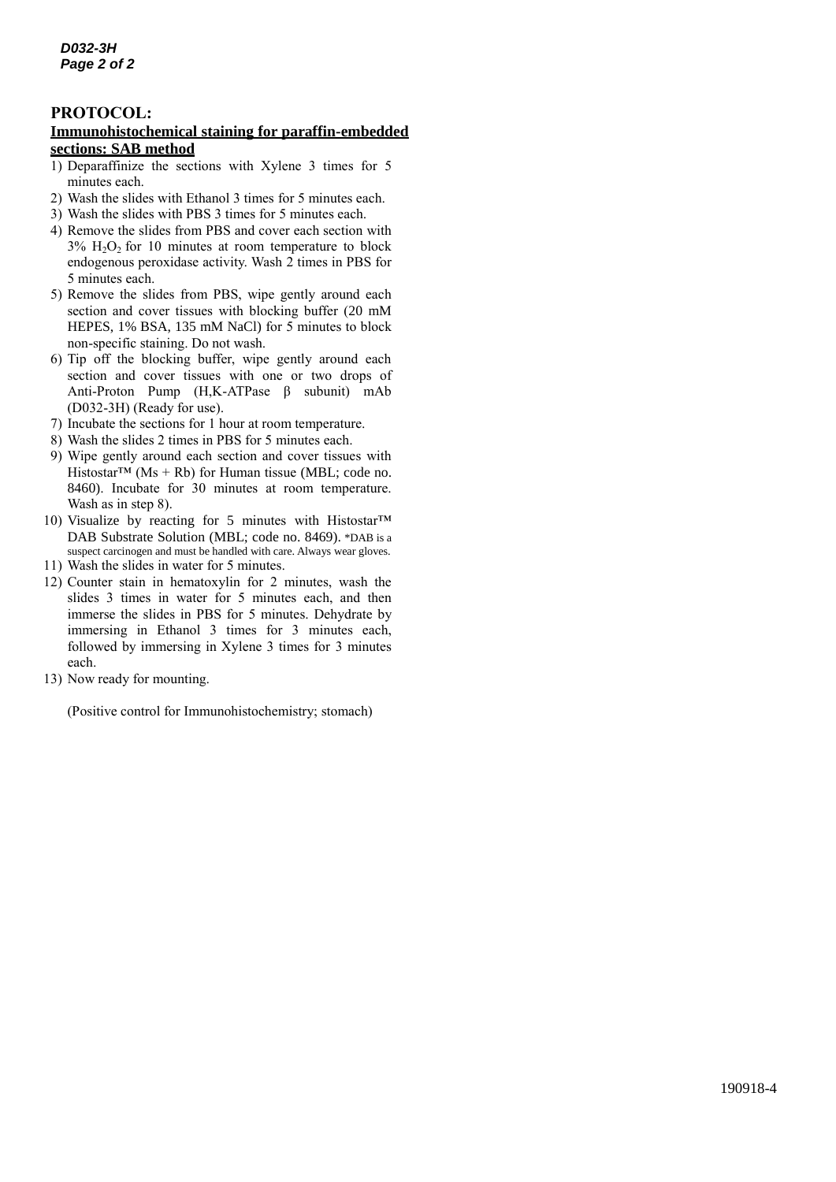## PROTOCOL:

### Immunohistochemical staining for paraffin-embedded sections: SAB method

1) Deparaffinize the sections with Xylene 3 times for 5 minutes each.
2) Wash the slides with Ethanol 3 times for 5 minutes each.
3) Wash the slides with PBS 3 times for 5 minutes each.
4) Remove the slides from PBS and cover each section with 3% $H_2O_2$ for 10 minutes at room temperature to block endogenous peroxidase activity. Wash 2 times in PBS for 5 minutes each.
5) Remove the slides from PBS, wipe gently around each section and cover tissues with blocking buffer (20 mM HEPES, 1% BSA, 135 mM NaCl) for 5 minutes to block non-specific staining. Do not wash.
6) Tip off the blocking buffer, wipe gently around each section and cover tissues with one or two drops of Anti-Proton Pump (H,K-ATPase β subunit) mAb (D032-3H) (Ready for use).
7) Incubate the sections for 1 hour at room temperature.
8) Wash the slides 2 times in PBS for 5 minutes each.
9) Wipe gently around each section and cover tissues with Histostar™ (Ms + Rb) for Human tissue (MBL; code no. 8460). Incubate for 30 minutes at room temperature. Wash as in step 8).
10) Visualize by reacting for 5 minutes with Histostar™ DAB Substrate Solution (MBL; code no. 8469). *DAB is a suspect carcinogen and must be handled with care. Always wear gloves.
11) Wash the slides in water for 5 minutes.
12) Counter stain in hematoxylin for 2 minutes, wash the slides 3 times in water for 5 minutes each, and then immerse the slides in PBS for 5 minutes. Dehydrate by immersing in Ethanol 3 times for 3 minutes each, followed by immersing in Xylene 3 times for 3 minutes each.
13) Now ready for mounting.

(Positive control for Immunohistochemistry; stomach)

190918-4